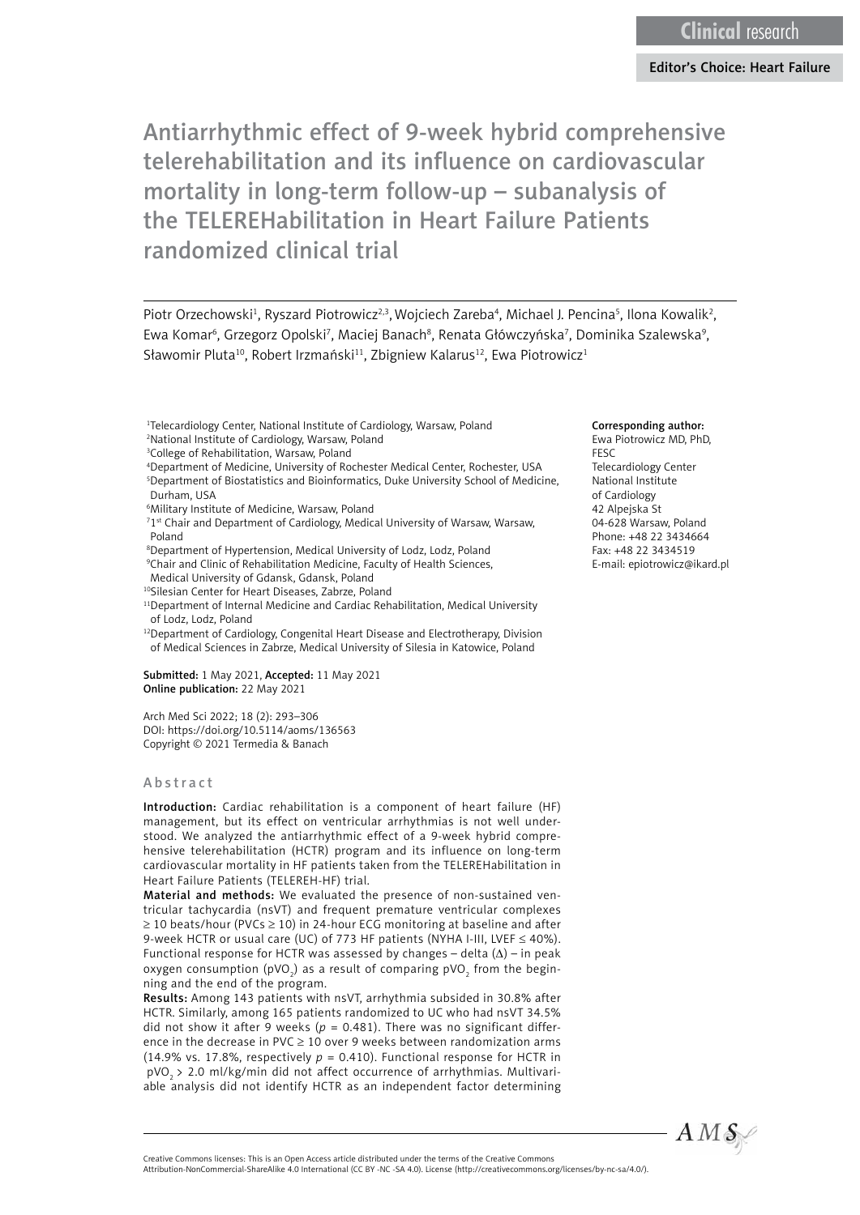Clinical research

Editor's Choice: Heart Failure

# Antiarrhythmic effect of 9-week hybrid comprehensive telerehabilitation and its influence on cardiovascular mortality in long-term follow-up – subanalysis of the TELEREHabilitation in Heart Failure Patients randomized clinical trial

Piotr Orzechowski[1], Ryszard Piotrowicz[2,3], Wojciech Zareba[4], Michael J. Pencina[5], Ilona Kowalik[2], Ewa Komar[6], Grzegorz Opolski[7], Maciej Banach[8], Renata Główczyńska[7], Dominika Szalewska[9], Sławomir Pluta[10], Robert Irzmański[11], Zbigniew Kalarus[12], Ewa Piotrowicz[1]

[1]Telecardiology Center, National Institute of Cardiology, Warsaw, Poland
[2]National Institute of Cardiology, Warsaw, Poland
[3]College of Rehabilitation, Warsaw, Poland
[4]Department of Medicine, University of Rochester Medical Center, Rochester, USA
[5]Department of Biostatistics and Bioinformatics, Duke University School of Medicine, Durham, USA
[6]Military Institute of Medicine, Warsaw, Poland
[7]1st Chair and Department of Cardiology, Medical University of Warsaw, Warsaw, Poland
[8]Department of Hypertension, Medical University of Lodz, Lodz, Poland
[9]Chair and Clinic of Rehabilitation Medicine, Faculty of Health Sciences, Medical University of Gdansk, Gdansk, Poland
[10]Silesian Center for Heart Diseases, Zabrze, Poland
[11]Department of Internal Medicine and Cardiac Rehabilitation, Medical University of Lodz, Lodz, Poland
[12]Department of Cardiology, Congenital Heart Disease and Electrotherapy, Division of Medical Sciences in Zabrze, Medical University of Silesia in Katowice, Poland

**Corresponding author:**
Ewa Piotrowicz MD, PhD, FESC
Telecardiology Center
National Institute of Cardiology
42 Alpejska St
04-628 Warsaw, Poland
Phone: +48 22 3434664
Fax: +48 22 3434519
E-mail: epiotrowicz@ikard.pl

**Submitted:** 1 May 2021, **Accepted:** 11 May 2021
**Online publication:** 22 May 2021

Arch Med Sci 2022; 18 (2): 293–306
DOI: https://doi.org/10.5114/aoms/136563
Copyright © 2021 Termedia & Banach

## Abstract

**Introduction:** Cardiac rehabilitation is a component of heart failure (HF) management, but its effect on ventricular arrhythmias is not well understood. We analyzed the antiarrhythmic effect of a 9-week hybrid comprehensive telerehabilitation (HCTR) program and its influence on long-term cardiovascular mortality in HF patients taken from the TELEREHabilitation in Heart Failure Patients (TELEREH-HF) trial.

**Material and methods:** We evaluated the presence of non-sustained ventricular tachycardia (nsVT) and frequent premature ventricular complexes ≥ 10 beats/hour (PVCs ≥ 10) in 24-hour ECG monitoring at baseline and after 9-week HCTR or usual care (UC) of 773 HF patients (NYHA I-III, LVEF ≤ 40%). Functional response for HCTR was assessed by changes – delta (Δ) – in peak oxygen consumption ($pVO_2$) as a result of comparing $pVO_2$ from the beginning and the end of the program.

**Results:** Among 143 patients with nsVT, arrhythmia subsided in 30.8% after HCTR. Similarly, among 165 patients randomized to UC who had nsVT 34.5% did not show it after 9 weeks ($p = 0.481$). There was no significant difference in the decrease in PVC ≥ 10 over 9 weeks between randomization arms (14.9% vs. 17.8%, respectively $p = 0.410$). Functional response for HCTR in $pVO_2 > 2.0$ ml/kg/min did not affect occurrence of arrhythmias. Multivariable analysis did not identify HCTR as an independent factor determining

Creative Commons licenses: This is an Open Access article distributed under the terms of the Creative Commons Attribution-NonCommercial-ShareAlike 4.0 International (CC BY -NC -SA 4.0). License (http://creativecommons.org/licenses/by-nc-sa/4.0/).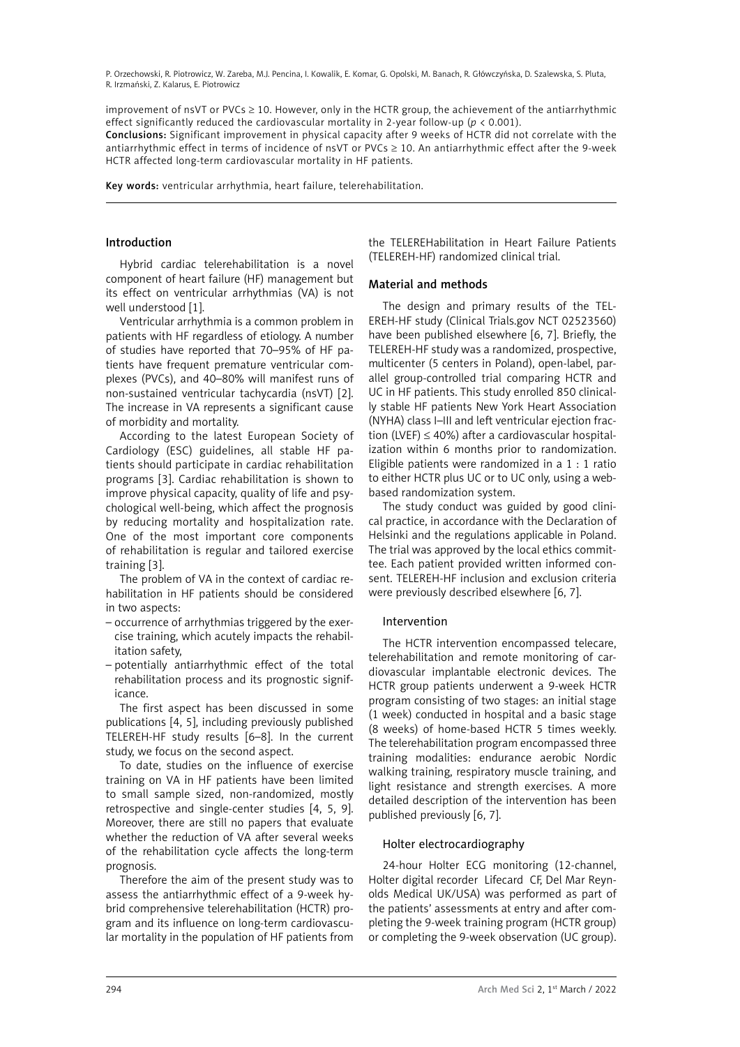improvement of nsVT or PVCs ≥ 10. However, only in the HCTR group, the achievement of the antiarrhythmic effect significantly reduced the cardiovascular mortality in 2-year follow-up ($p < 0.001$).

**Conclusions:** Significant improvement in physical capacity after 9 weeks of HCTR did not correlate with the antiarrhythmic effect in terms of incidence of nsVT or PVCs ≥ 10. An antiarrhythmic effect after the 9-week HCTR affected long-term cardiovascular mortality in HF patients.

**Key words:** ventricular arrhythmia, heart failure, telerehabilitation.

## Introduction

Hybrid cardiac telerehabilitation is a novel component of heart failure (HF) management but its effect on ventricular arrhythmias (VA) is not well understood [1].

Ventricular arrhythmia is a common problem in patients with HF regardless of etiology. A number of studies have reported that 70–95% of HF patients have frequent premature ventricular complexes (PVCs), and 40–80% will manifest runs of non-sustained ventricular tachycardia (nsVT) [2]. The increase in VA represents a significant cause of morbidity and mortality.

According to the latest European Society of Cardiology (ESC) guidelines, all stable HF patients should participate in cardiac rehabilitation programs [3]. Cardiac rehabilitation is shown to improve physical capacity, quality of life and psychological well-being, which affect the prognosis by reducing mortality and hospitalization rate. One of the most important core components of rehabilitation is regular and tailored exercise training [3].

The problem of VA in the context of cardiac rehabilitation in HF patients should be considered in two aspects:

- occurrence of arrhythmias triggered by the exercise training, which acutely impacts the rehabilitation safety,
- potentially antiarrhythmic effect of the total rehabilitation process and its prognostic significance.

The first aspect has been discussed in some publications [4, 5], including previously published TELEREH-HF study results [6–8]. In the current study, we focus on the second aspect.

To date, studies on the influence of exercise training on VA in HF patients have been limited to small sample sized, non-randomized, mostly retrospective and single-center studies [4, 5, 9]. Moreover, there are still no papers that evaluate whether the reduction of VA after several weeks of the rehabilitation cycle affects the long-term prognosis.

Therefore the aim of the present study was to assess the antiarrhythmic effect of a 9-week hybrid comprehensive telerehabilitation (HCTR) program and its influence on long-term cardiovascular mortality in the population of HF patients from the TELEREHabilitation in Heart Failure Patients (TELEREH-HF) randomized clinical trial.

## Material and methods

The design and primary results of the TELEREH-HF study (Clinical Trials.gov NCT 02523560) have been published elsewhere [6, 7]. Briefly, the TELEREH-HF study was a randomized, prospective, multicenter (5 centers in Poland), open-label, parallel group-controlled trial comparing HCTR and UC in HF patients. This study enrolled 850 clinically stable HF patients New York Heart Association (NYHA) class I–III and left ventricular ejection fraction (LVEF) ≤ 40%) after a cardiovascular hospitalization within 6 months prior to randomization. Eligible patients were randomized in a 1 : 1 ratio to either HCTR plus UC or to UC only, using a web-based randomization system.

The study conduct was guided by good clinical practice, in accordance with the Declaration of Helsinki and the regulations applicable in Poland. The trial was approved by the local ethics committee. Each patient provided written informed consent. TELEREH-HF inclusion and exclusion criteria were previously described elsewhere [6, 7].

### Intervention

The HCTR intervention encompassed telecare, telerehabilitation and remote monitoring of cardiovascular implantable electronic devices. The HCTR group patients underwent a 9-week HCTR program consisting of two stages: an initial stage (1 week) conducted in hospital and a basic stage (8 weeks) of home-based HCTR 5 times weekly. The telerehabilitation program encompassed three training modalities: endurance aerobic Nordic walking training, respiratory muscle training, and light resistance and strength exercises. A more detailed description of the intervention has been published previously [6, 7].

### Holter electrocardiography

24-hour Holter ECG monitoring (12-channel, Holter digital recorder Lifecard CF, Del Mar Reynolds Medical UK/USA) was performed as part of the patients' assessments at entry and after completing the 9-week training program (HCTR group) or completing the 9-week observation (UC group).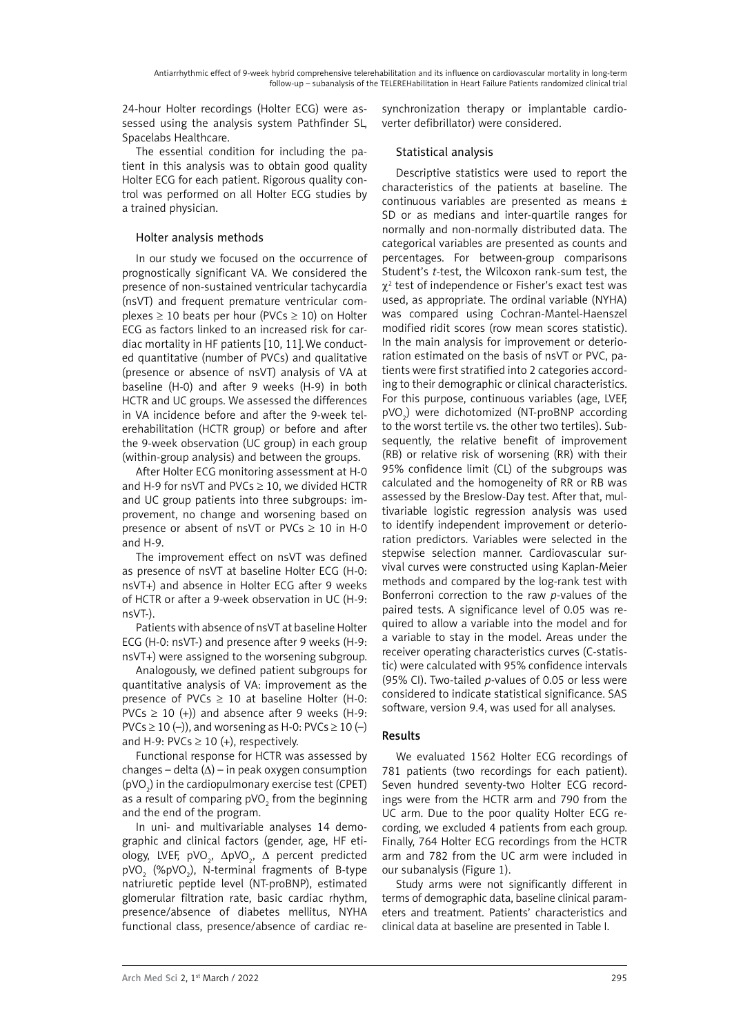24-hour Holter recordings (Holter ECG) were assessed using the analysis system Pathfinder SL, Spacelabs Healthcare.

The essential condition for including the patient in this analysis was to obtain good quality Holter ECG for each patient. Rigorous quality control was performed on all Holter ECG studies by a trained physician.

### Holter analysis methods

In our study we focused on the occurrence of prognostically significant VA. We considered the presence of non-sustained ventricular tachycardia (nsVT) and frequent premature ventricular complexes ≥ 10 beats per hour (PVCs ≥ 10) on Holter ECG as factors linked to an increased risk for cardiac mortality in HF patients [10, 11]. We conducted quantitative (number of PVCs) and qualitative (presence or absence of nsVT) analysis of VA at baseline (H-0) and after 9 weeks (H-9) in both HCTR and UC groups. We assessed the differences in VA incidence before and after the 9-week telerehabilitation (HCTR group) or before and after the 9-week observation (UC group) in each group (within-group analysis) and between the groups.

After Holter ECG monitoring assessment at H-0 and H-9 for nsVT and PVCs ≥ 10, we divided HCTR and UC group patients into three subgroups: improvement, no change and worsening based on presence or absent of nsVT or PVCs ≥ 10 in H-0 and H-9.

The improvement effect on nsVT was defined as presence of nsVT at baseline Holter ECG (H-0: nsVT+) and absence in Holter ECG after 9 weeks of HCTR or after a 9-week observation in UC (H-9: nsVT-).

Patients with absence of nsVT at baseline Holter ECG (H-0: nsVT-) and presence after 9 weeks (H-9: nsVT+) were assigned to the worsening subgroup.

Analogously, we defined patient subgroups for quantitative analysis of VA: improvement as the presence of PVCs ≥ 10 at baseline Holter (H-0: PVCs ≥ 10 (+)) and absence after 9 weeks (H-9: PVCs ≥ 10 (–)), and worsening as H-0: PVCs ≥ 10 (–) and H-9: PVCs ≥ 10 (+), respectively.

Functional response for HCTR was assessed by changes – delta (Δ) – in peak oxygen consumption ($pVO_2$) in the cardiopulmonary exercise test (CPET) as a result of comparing $pVO_2$ from the beginning and the end of the program.

In uni- and multivariable analyses 14 demographic and clinical factors (gender, age, HF etiology, LVEF, $pVO_2$, $\Delta pVO_2$, Δ percent predicted $pVO_2$ (%$pVO_2$), N-terminal fragments of B-type natriuretic peptide level (NT-proBNP), estimated glomerular filtration rate, basic cardiac rhythm, presence/absence of diabetes mellitus, NYHA functional class, presence/absence of cardiac resynchronization therapy or implantable cardioverter defibrillator) were considered.

### Statistical analysis

Descriptive statistics were used to report the characteristics of the patients at baseline. The continuous variables are presented as means ± SD or as medians and inter-quartile ranges for normally and non-normally distributed data. The categorical variables are presented as counts and percentages. For between-group comparisons Student's *t*-test, the Wilcoxon rank-sum test, the $\chi^2$ test of independence or Fisher's exact test was used, as appropriate. The ordinal variable (NYHA) was compared using Cochran-Mantel-Haenszel modified ridit scores (row mean scores statistic). In the main analysis for improvement or deterioration estimated on the basis of nsVT or PVC, patients were first stratified into 2 categories according to their demographic or clinical characteristics. For this purpose, continuous variables (age, LVEF, $pVO_2$) were dichotomized (NT-proBNP according to the worst tertile vs. the other two tertiles). Subsequently, the relative benefit of improvement (RB) or relative risk of worsening (RR) with their 95% confidence limit (CL) of the subgroups was calculated and the homogeneity of RR or RB was assessed by the Breslow-Day test. After that, multivariable logistic regression analysis was used to identify independent improvement or deterioration predictors. Variables were selected in the stepwise selection manner. Cardiovascular survival curves were constructed using Kaplan-Meier methods and compared by the log-rank test with Bonferroni correction to the raw *p*-values of the paired tests. A significance level of 0.05 was required to allow a variable into the model and for a variable to stay in the model. Areas under the receiver operating characteristics curves (C-statistic) were calculated with 95% confidence intervals (95% CI). Two-tailed *p*-values of 0.05 or less were considered to indicate statistical significance. SAS software, version 9.4, was used for all analyses.

## Results

We evaluated 1562 Holter ECG recordings of 781 patients (two recordings for each patient). Seven hundred seventy-two Holter ECG recordings were from the HCTR arm and 790 from the UC arm. Due to the poor quality Holter ECG recording, we excluded 4 patients from each group. Finally, 764 Holter ECG recordings from the HCTR arm and 782 from the UC arm were included in our subanalysis (Figure 1).

Study arms were not significantly different in terms of demographic data, baseline clinical parameters and treatment. Patients' characteristics and clinical data at baseline are presented in Table I.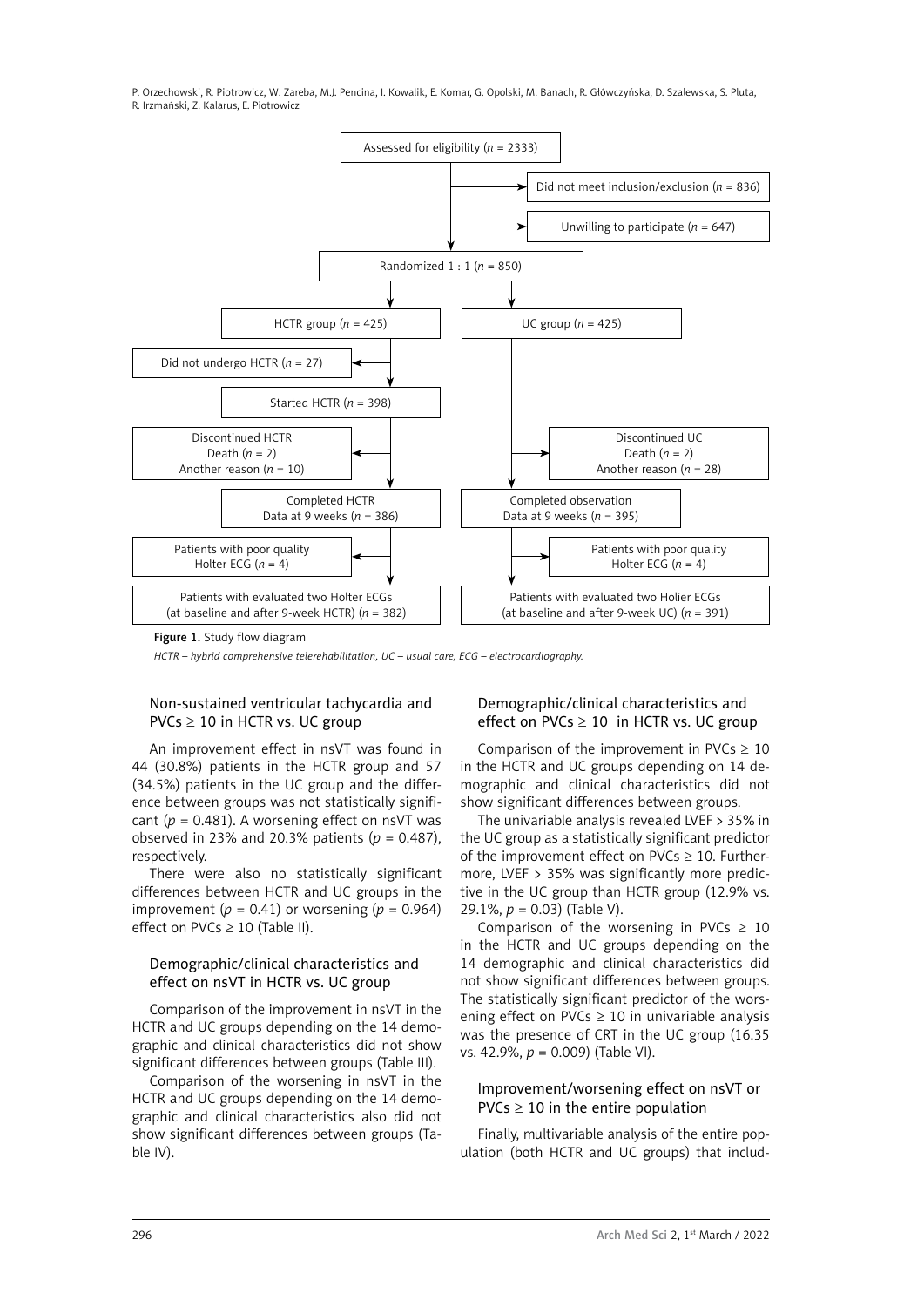Assessed for eligibility ($n$ = 2333)

Did not meet inclusion/exclusion ($n$ = 836)

Unwilling to participate ($n$ = 647)

Randomized 1 : 1 ($n$ = 850)

HCTR group ($n$ = 425)

UC group ($n$ = 425)

Did not undergo HCTR ($n$ = 27)

Started HCTR ($n$ = 398)

Discontinued HCTR
Death ($n$ = 2)
Another reason ($n$ = 10)

Discontinued UC
Death ($n$ = 2)
Another reason ($n$ = 28)

Completed HCTR
Data at 9 weeks ($n$ = 386)

Completed observation
Data at 9 weeks ($n$ = 395)

Patients with poor quality
Holter ECG ($n$ = 4)

Patients with poor quality
Holter ECG ($n$ = 4)

Patients with evaluated two Holter ECGs
(at baseline and after 9-week HCTR) ($n$ = 382)

Patients with evaluated two Holier ECGs
(at baseline and after 9-week UC) ($n$ = 391)

**Figure 1.** Study flow diagram

*HCTR – hybrid comprehensive telerehabilitation, UC – usual care, ECG – electrocardiography.*

### Non-sustained ventricular tachycardia and PVCs ≥ 10 in HCTR vs. UC group

An improvement effect in nsVT was found in 44 (30.8%) patients in the HCTR group and 57 (34.5%) patients in the UC group and the difference between groups was not statistically significant ($p$ = 0.481). A worsening effect on nsVT was observed in 23% and 20.3% patients ($p$ = 0.487), respectively.

There were also no statistically significant differences between HCTR and UC groups in the improvement ($p$ = 0.41) or worsening ($p$ = 0.964) effect on PVCs ≥ 10 (Table II).

### Demographic/clinical characteristics and effect on nsVT in HCTR vs. UC group

Comparison of the improvement in nsVT in the HCTR and UC groups depending on the 14 demographic and clinical characteristics did not show significant differences between groups (Table III).

Comparison of the worsening in nsVT in the HCTR and UC groups depending on the 14 demographic and clinical characteristics also did not show significant differences between groups (Table IV).

### Demographic/clinical characteristics and effect on PVCs ≥ 10 in HCTR vs. UC group

Comparison of the improvement in PVCs ≥ 10 in the HCTR and UC groups depending on 14 demographic and clinical characteristics did not show significant differences between groups.

The univariable analysis revealed LVEF > 35% in the UC group as a statistically significant predictor of the improvement effect on PVCs ≥ 10. Furthermore, LVEF > 35% was significantly more predictive in the UC group than HCTR group (12.9% vs. 29.1%, $p$ = 0.03) (Table V).

Comparison of the worsening in PVCs ≥ 10 in the HCTR and UC groups depending on the 14 demographic and clinical characteristics did not show significant differences between groups. The statistically significant predictor of the worsening effect on PVCs ≥ 10 in univariable analysis was the presence of CRT in the UC group (16.35 vs. 42.9%, $p$ = 0.009) (Table VI).

### Improvement/worsening effect on nsVT or PVCs ≥ 10 in the entire population

Finally, multivariable analysis of the entire population (both HCTR and UC groups) that includ-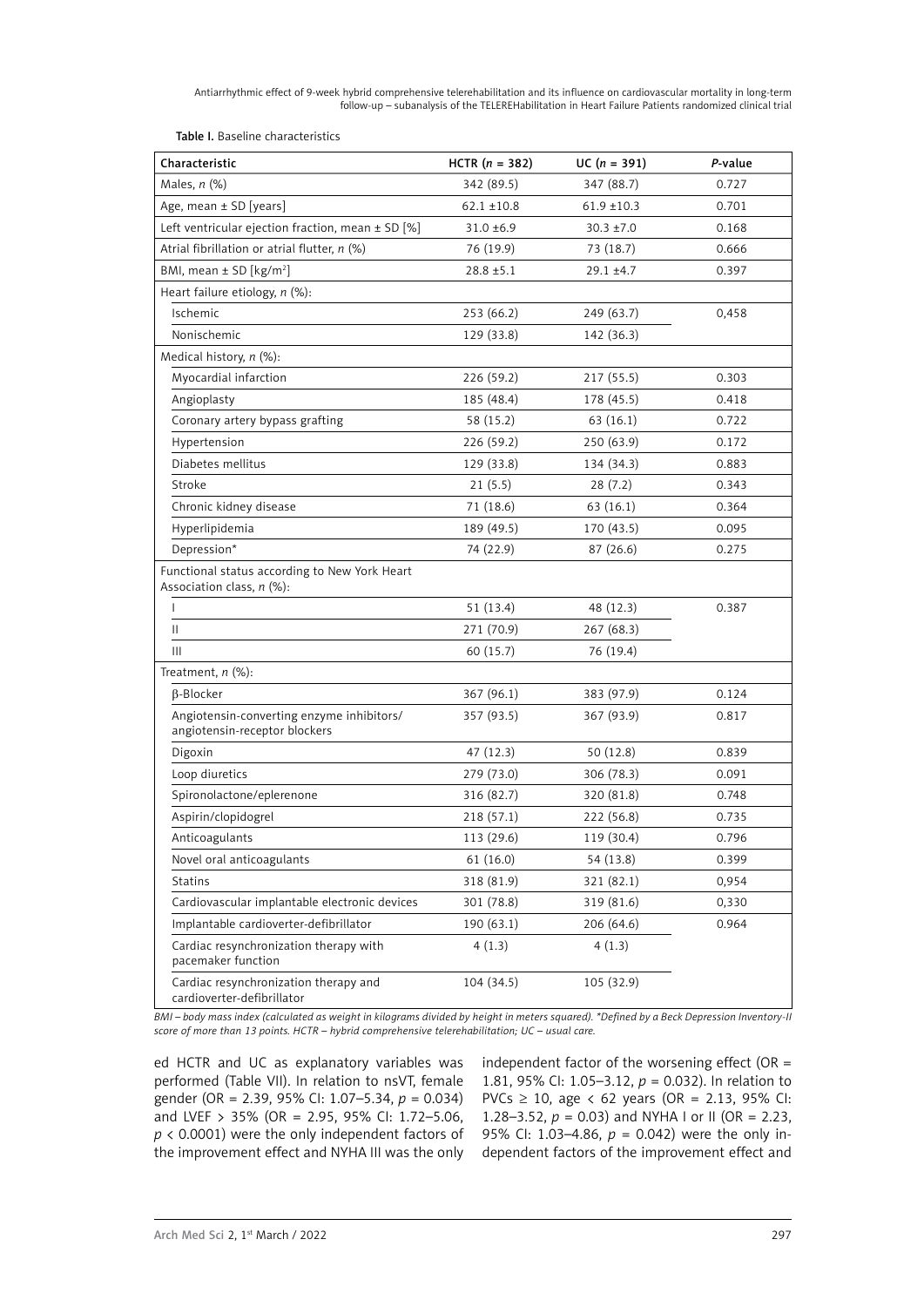Table I. Baseline characteristics

| Characteristic | HCTR (n = 382) | UC (n = 391) | P-value |
|---|---|---|---|
| Males, n (%) | 342 (89.5) | 347 (88.7) | 0.727 |
| Age, mean ± SD [years] | 62.1 ±10.8 | 61.9 ±10.3 | 0.701 |
| Left ventricular ejection fraction, mean ± SD [%] | 31.0 ±6.9 | 30.3 ±7.0 | 0.168 |
| Atrial fibrillation or atrial flutter, n (%) | 76 (19.9) | 73 (18.7) | 0.666 |
| BMI, mean ± SD [kg/m$^2$] | 28.8 ±5.1 | 29.1 ±4.7 | 0.397 |
| Heart failure etiology, n (%): | | | |
| Ischemic | 253 (66.2) | 249 (63.7) | 0,458 |
| Nonischemic | 129 (33.8) | 142 (36.3) | |
| Medical history, n (%): | | | |
| Myocardial infarction | 226 (59.2) | 217 (55.5) | 0.303 |
| Angioplasty | 185 (48.4) | 178 (45.5) | 0.418 |
| Coronary artery bypass grafting | 58 (15.2) | 63 (16.1) | 0.722 |
| Hypertension | 226 (59.2) | 250 (63.9) | 0.172 |
| Diabetes mellitus | 129 (33.8) | 134 (34.3) | 0.883 |
| Stroke | 21 (5.5) | 28 (7.2) | 0.343 |
| Chronic kidney disease | 71 (18.6) | 63 (16.1) | 0.364 |
| Hyperlipidemia | 189 (49.5) | 170 (43.5) | 0.095 |
| Depression* | 74 (22.9) | 87 (26.6) | 0.275 |
| Functional status according to New York Heart Association class, n (%): | | | |
| I | 51 (13.4) | 48 (12.3) | 0.387 |
| II | 271 (70.9) | 267 (68.3) | |
| III | 60 (15.7) | 76 (19.4) | |
| Treatment, n (%): | | | |
| β-Blocker | 367 (96.1) | 383 (97.9) | 0.124 |
| Angiotensin-converting enzyme inhibitors/ angiotensin-receptor blockers | 357 (93.5) | 367 (93.9) | 0.817 |
| Digoxin | 47 (12.3) | 50 (12.8) | 0.839 |
| Loop diuretics | 279 (73.0) | 306 (78.3) | 0.091 |
| Spironolactone/eplerenone | 316 (82.7) | 320 (81.8) | 0.748 |
| Aspirin/clopidogrel | 218 (57.1) | 222 (56.8) | 0.735 |
| Anticoagulants | 113 (29.6) | 119 (30.4) | 0.796 |
| Novel oral anticoagulants | 61 (16.0) | 54 (13.8) | 0.399 |
| Statins | 318 (81.9) | 321 (82.1) | 0,954 |
| Cardiovascular implantable electronic devices | 301 (78.8) | 319 (81.6) | 0,330 |
| Implantable cardioverter-defibrillator | 190 (63.1) | 206 (64.6) | 0.964 |
| Cardiac resynchronization therapy with pacemaker function | 4 (1.3) | 4 (1.3) | |
| Cardiac resynchronization therapy and cardioverter-defibrillator | 104 (34.5) | 105 (32.9) | |

*BMI – body mass index (calculated as weight in kilograms divided by height in meters squared). *Defined by a Beck Depression Inventory-II score of more than 13 points. HCTR – hybrid comprehensive telerehabilitation; UC – usual care.*

ed HCTR and UC as explanatory variables was performed (Table VII). In relation to nsVT, female gender (OR = 2.39, 95% CI: 1.07–5.34, $p = 0.034$) and LVEF > 35% (OR = 2.95, 95% CI: 1.72–5.06, $p < 0.0001$) were the only independent factors of the improvement effect and NYHA III was the only independent factor of the worsening effect (OR = 1.81, 95% CI: 1.05–3.12, $p = 0.032$). In relation to PVCs ≥ 10, age < 62 years (OR = 2.13, 95% CI: 1.28–3.52, $p = 0.03$) and NYHA I or II (OR = 2.23, 95% CI: 1.03–4.86, $p = 0.042$) were the only independent factors of the improvement effect and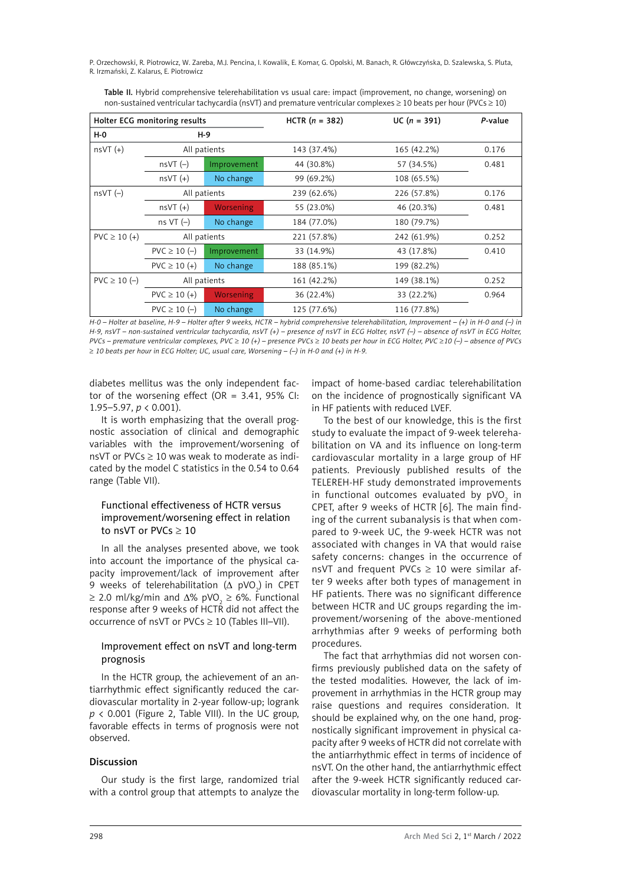Table II. Hybrid comprehensive telerehabilitation vs usual care: impact (improvement, no change, worsening) on non-sustained ventricular tachycardia (nsVT) and premature ventricular complexes ≥ 10 beats per hour (PVCs ≥ 10)

| Holter ECG monitoring results | | | HCTR (*n* = 382) | UC (*n* = 391) | *P*-value |
|---|---|---|---|---|---|
| H-0 | H-9 | | | | |
| nsVT (+) | All patients | | 143 (37.4%) | 165 (42.2%) | 0.176 |
| | nsVT (–) | Improvement | 44 (30.8%) | 57 (34.5%) | 0.481 |
| | nsVT (+) | No change | 99 (69.2%) | 108 (65.5%) | |
| nsVT (–) | All patients | | 239 (62.6%) | 226 (57.8%) | 0.176 |
| | nsVT (+) | Worsening | 55 (23.0%) | 46 (20.3%) | 0.481 |
| | ns VT (–) | No change | 184 (77.0%) | 180 (79.7%) | |
| PVC ≥ 10 (+) | All patients | | 221 (57.8%) | 242 (61.9%) | 0.252 |
| | PVC ≥ 10 (–) | Improvement | 33 (14.9%) | 43 (17.8%) | 0.410 |
| | PVC ≥ 10 (+) | No change | 188 (85.1%) | 199 (82.2%) | |
| PVC ≥ 10 (–) | All patients | | 161 (42.2%) | 149 (38.1%) | 0.252 |
| | PVC ≥ 10 (+) | Worsening | 36 (22.4%) | 33 (22.2%) | 0.964 |
| | PVC ≥ 10 (–) | No change | 125 (77.6%) | 116 (77.8%) | |

*H-0 – Holter at baseline, H-9 – Holter after 9 weeks, HCTR – hybrid comprehensive telerehabilitation, Improvement – (+) in H-0 and (–) in H-9, nsVT – non-sustained ventricular tachycardia, nsVT (+) – presence of nsVT in ECG Holter, nsVT (–) – absence of nsVT in ECG Holter, PVCs – premature ventricular complexes, PVC ≥ 10 (+) – presence PVCs ≥ 10 beats per hour in ECG Holter, PVC ≥10 (–) – absence of PVCs ≥ 10 beats per hour in ECG Holter; UC, usual care, Worsening – (–) in H-0 and (+) in H-9.*

diabetes mellitus was the only independent factor of the worsening effect (OR = 3.41, 95% CI: 1.95–5.97, $p < 0.001$).

It is worth emphasizing that the overall prognostic association of clinical and demographic variables with the improvement/worsening of nsVT or PVCs ≥ 10 was weak to moderate as indicated by the model C statistics in the 0.54 to 0.64 range (Table VII).

### Functional effectiveness of HCTR versus improvement/worsening effect in relation to nsVT or PVCs ≥ 10

In all the analyses presented above, we took into account the importance of the physical capacity improvement/lack of improvement after 9 weeks of telerehabilitation ($\Delta$ $pVO_2$) in CPET ≥ 2.0 ml/kg/min and $\Delta$% $pVO_2$ ≥ 6%. Functional response after 9 weeks of HCTR did not affect the occurrence of nsVT or PVCs ≥ 10 (Tables III–VII).

### Improvement effect on nsVT and long-term prognosis

In the HCTR group, the achievement of an antiarrhythmic effect significantly reduced the cardiovascular mortality in 2-year follow-up; logrank $p < 0.001$ (Figure 2, Table VIII). In the UC group, favorable effects in terms of prognosis were not observed.

## Discussion

Our study is the first large, randomized trial with a control group that attempts to analyze the impact of home-based cardiac telerehabilitation on the incidence of prognostically significant VA in HF patients with reduced LVEF.

To the best of our knowledge, this is the first study to evaluate the impact of 9-week telerehabilitation on VA and its influence on long-term cardiovascular mortality in a large group of HF patients. Previously published results of the TELEREH-HF study demonstrated improvements in functional outcomes evaluated by $pVO_2$ in CPET, after 9 weeks of HCTR [6]. The main finding of the current subanalysis is that when compared to 9-week UC, the 9-week HCTR was not associated with changes in VA that would raise safety concerns: changes in the occurrence of nsVT and frequent PVCs ≥ 10 were similar after 9 weeks after both types of management in HF patients. There was no significant difference between HCTR and UC groups regarding the improvement/worsening of the above-mentioned arrhythmias after 9 weeks of performing both procedures.

The fact that arrhythmias did not worsen confirms previously published data on the safety of the tested modalities. However, the lack of improvement in arrhythmias in the HCTR group may raise questions and requires consideration. It should be explained why, on the one hand, prognostically significant improvement in physical capacity after 9 weeks of HCTR did not correlate with the antiarrhythmic effect in terms of incidence of nsVT. On the other hand, the antiarrhythmic effect after the 9-week HCTR significantly reduced cardiovascular mortality in long-term follow-up.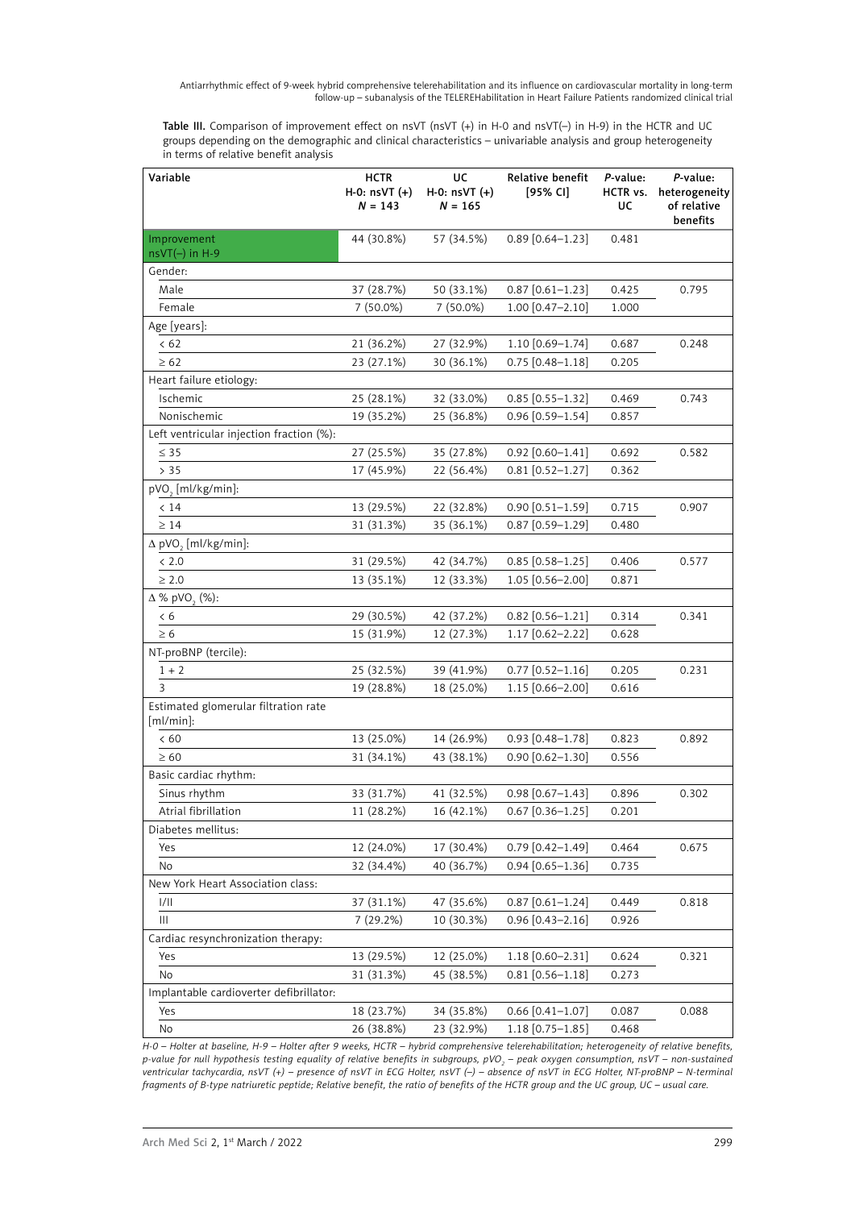**Table III.** Comparison of improvement effect on nsVT (nsVT (+) in H-0 and nsVT(–) in H-9) in the HCTR and UC groups depending on the demographic and clinical characteristics – univariable analysis and group heterogeneity in terms of relative benefit analysis

| Variable | HCTR H-0: nsVT (+) *N* = 143 | UC H-0: nsVT (+) *N* = 165 | Relative benefit [95% CI] | *P*-value: HCTR vs. UC | *P*-value: heterogeneity of relative benefits |
|---|---|---|---|---|---|
| Improvement nsVT(–) in H-9 | 44 (30.8%) | 57 (34.5%) | 0.89 [0.64–1.23] | 0.481 | |
| Gender: | | | | | |
| Male | 37 (28.7%) | 50 (33.1%) | 0.87 [0.61–1.23] | 0.425 | 0.795 |
| Female | 7 (50.0%) | 7 (50.0%) | 1.00 [0.47–2.10] | 1.000 | |
| Age [years]: | | | | | |
| < 62 | 21 (36.2%) | 27 (32.9%) | 1.10 [0.69–1.74] | 0.687 | 0.248 |
| ≥ 62 | 23 (27.1%) | 30 (36.1%) | 0.75 [0.48–1.18] | 0.205 | |
| Heart failure etiology: | | | | | |
| Ischemic | 25 (28.1%) | 32 (33.0%) | 0.85 [0.55–1.32] | 0.469 | 0.743 |
| Nonischemic | 19 (35.2%) | 25 (36.8%) | 0.96 [0.59–1.54] | 0.857 | |
| Left ventricular injection fraction (%): | | | | | |
| ≤ 35 | 27 (25.5%) | 35 (27.8%) | 0.92 [0.60–1.41] | 0.692 | 0.582 |
| > 35 | 17 (45.9%) | 22 (56.4%) | 0.81 [0.52–1.27] | 0.362 | |
| $pVO_2$ [ml/kg/min]: | | | | | |
| < 14 | 13 (29.5%) | 22 (32.8%) | 0.90 [0.51–1.59] | 0.715 | 0.907 |
| ≥ 14 | 31 (31.3%) | 35 (36.1%) | 0.87 [0.59–1.29] | 0.480 | |
| $\Delta$ $pVO_2$ [ml/kg/min]: | | | | | |
| < 2.0 | 31 (29.5%) | 42 (34.7%) | 0.85 [0.58–1.25] | 0.406 | 0.577 |
| ≥ 2.0 | 13 (35.1%) | 12 (33.3%) | 1.05 [0.56–2.00] | 0.871 | |
| $\Delta$ % $pVO_2$ (%): | | | | | |
| < 6 | 29 (30.5%) | 42 (37.2%) | 0.82 [0.56–1.21] | 0.314 | 0.341 |
| ≥ 6 | 15 (31.9%) | 12 (27.3%) | 1.17 [0.62–2.22] | 0.628 | |
| NT-proBNP (tercile): | | | | | |
| 1 + 2 | 25 (32.5%) | 39 (41.9%) | 0.77 [0.52–1.16] | 0.205 | 0.231 |
| 3 | 19 (28.8%) | 18 (25.0%) | 1.15 [0.66–2.00] | 0.616 | |
| Estimated glomerular filtration rate [ml/min]: | | | | | |
| < 60 | 13 (25.0%) | 14 (26.9%) | 0.93 [0.48–1.78] | 0.823 | 0.892 |
| ≥ 60 | 31 (34.1%) | 43 (38.1%) | 0.90 [0.62–1.30] | 0.556 | |
| Basic cardiac rhythm: | | | | | |
| Sinus rhythm | 33 (31.7%) | 41 (32.5%) | 0.98 [0.67–1.43] | 0.896 | 0.302 |
| Atrial fibrillation | 11 (28.2%) | 16 (42.1%) | 0.67 [0.36–1.25] | 0.201 | |
| Diabetes mellitus: | | | | | |
| Yes | 12 (24.0%) | 17 (30.4%) | 0.79 [0.42–1.49] | 0.464 | 0.675 |
| No | 32 (34.4%) | 40 (36.7%) | 0.94 [0.65–1.36] | 0.735 | |
| New York Heart Association class: | | | | | |
| I/II | 37 (31.1%) | 47 (35.6%) | 0.87 [0.61–1.24] | 0.449 | 0.818 |
| III | 7 (29.2%) | 10 (30.3%) | 0.96 [0.43–2.16] | 0.926 | |
| Cardiac resynchronization therapy: | | | | | |
| Yes | 13 (29.5%) | 12 (25.0%) | 1.18 [0.60–2.31] | 0.624 | 0.321 |
| No | 31 (31.3%) | 45 (38.5%) | 0.81 [0.56–1.18] | 0.273 | |
| Implantable cardioverter defibrillator: | | | | | |
| Yes | 18 (23.7%) | 34 (35.8%) | 0.66 [0.41–1.07] | 0.087 | 0.088 |
| No | 26 (38.8%) | 23 (32.9%) | 1.18 [0.75–1.85] | 0.468 | |

*H-0 – Holter at baseline, H-9 – Holter after 9 weeks, HCTR – hybrid comprehensive telerehabilitation; heterogeneity of relative benefits, p-value for null hypothesis testing equality of relative benefits in subgroups, $pVO_2$ – peak oxygen consumption, nsVT – non-sustained ventricular tachycardia, nsVT (+) – presence of nsVT in ECG Holter, nsVT (–) – absence of nsVT in ECG Holter, NT-proBNP – N-terminal fragments of B-type natriuretic peptide; Relative benefit, the ratio of benefits of the HCTR group and the UC group, UC – usual care.*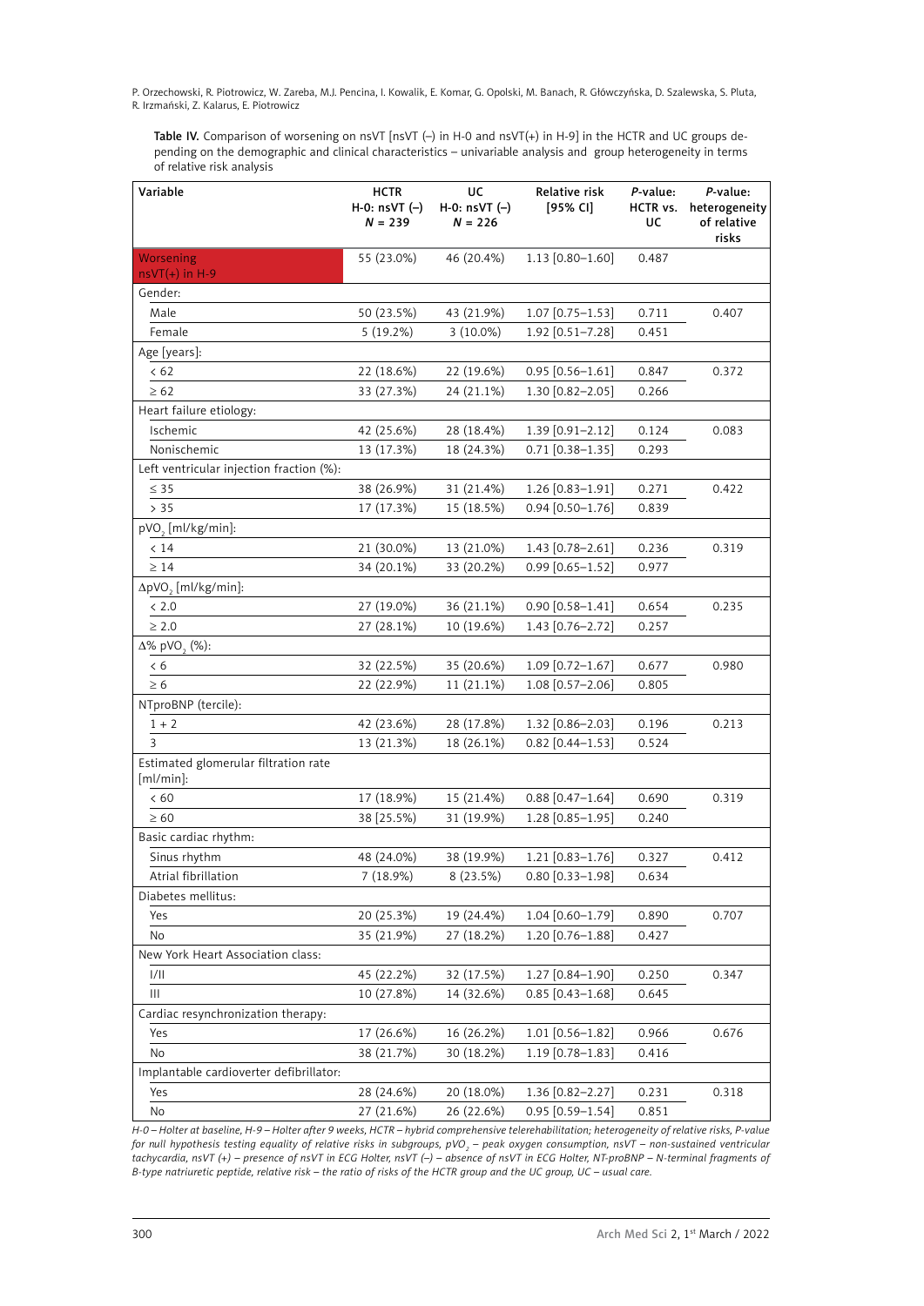**Table IV.** Comparison of worsening on nsVT [nsVT (–) in H-0 and nsVT(+) in H-9] in the HCTR and UC groups depending on the demographic and clinical characteristics – univariable analysis and group heterogeneity in terms of relative risk analysis

| Variable | HCTR H-0: nsVT (–) *N* = 239 | UC H-0: nsVT (–) *N* = 226 | Relative risk [95% CI] | *P*-value: HCTR vs. UC | *P*-value: heterogeneity of relative risks |
|---|---|---|---|---|---|
| Worsening nsVT(+) in H-9 | 55 (23.0%) | 46 (20.4%) | 1.13 [0.80–1.60] | 0.487 | |
| Gender: | | | | | |
| Male | 50 (23.5%) | 43 (21.9%) | 1.07 [0.75–1.53] | 0.711 | 0.407 |
| Female | 5 (19.2%) | 3 (10.0%) | 1.92 [0.51–7.28] | 0.451 | |
| Age [years]: | | | | | |
| < 62 | 22 (18.6%) | 22 (19.6%) | 0.95 [0.56–1.61] | 0.847 | 0.372 |
| ≥ 62 | 33 (27.3%) | 24 (21.1%) | 1.30 [0.82–2.05] | 0.266 | |
| Heart failure etiology: | | | | | |
| Ischemic | 42 (25.6%) | 28 (18.4%) | 1.39 [0.91–2.12] | 0.124 | 0.083 |
| Nonischemic | 13 (17.3%) | 18 (24.3%) | 0.71 [0.38–1.35] | 0.293 | |
| Left ventricular injection fraction (%): | | | | | |
| ≤ 35 | 38 (26.9%) | 31 (21.4%) | 1.26 [0.83–1.91] | 0.271 | 0.422 |
| > 35 | 17 (17.3%) | 15 (18.5%) | 0.94 [0.50–1.76] | 0.839 | |
| $pVO_2$ [ml/kg/min]: | | | | | |
| < 14 | 21 (30.0%) | 13 (21.0%) | 1.43 [0.78–2.61] | 0.236 | 0.319 |
| ≥ 14 | 34 (20.1%) | 33 (20.2%) | 0.99 [0.65–1.52] | 0.977 | |
| $\Delta pVO_2$ [ml/kg/min]: | | | | | |
| < 2.0 | 27 (19.0%) | 36 (21.1%) | 0.90 [0.58–1.41] | 0.654 | 0.235 |
| ≥ 2.0 | 27 (28.1%) | 10 (19.6%) | 1.43 [0.76–2.72] | 0.257 | |
| $\Delta\%\ pVO_2$ (%): | | | | | |
| < 6 | 32 (22.5%) | 35 (20.6%) | 1.09 [0.72–1.67] | 0.677 | 0.980 |
| ≥ 6 | 22 (22.9%) | 11 (21.1%) | 1.08 [0.57–2.06] | 0.805 | |
| NTproBNP (tercile): | | | | | |
| 1 + 2 | 42 (23.6%) | 28 (17.8%) | 1.32 [0.86–2.03] | 0.196 | 0.213 |
| 3 | 13 (21.3%) | 18 (26.1%) | 0.82 [0.44–1.53] | 0.524 | |
| Estimated glomerular filtration rate [ml/min]: | | | | | |
| < 60 | 17 (18.9%) | 15 (21.4%) | 0.88 [0.47–1.64] | 0.690 | 0.319 |
| ≥ 60 | 38 [25.5%) | 31 (19.9%) | 1.28 [0.85–1.95] | 0.240 | |
| Basic cardiac rhythm: | | | | | |
| Sinus rhythm | 48 (24.0%) | 38 (19.9%) | 1.21 [0.83–1.76] | 0.327 | 0.412 |
| Atrial fibrillation | 7 (18.9%) | 8 (23.5%) | 0.80 [0.33–1.98] | 0.634 | |
| Diabetes mellitus: | | | | | |
| Yes | 20 (25.3%) | 19 (24.4%) | 1.04 [0.60–1.79] | 0.890 | 0.707 |
| No | 35 (21.9%) | 27 (18.2%) | 1.20 [0.76–1.88] | 0.427 | |
| New York Heart Association class: | | | | | |
| I/II | 45 (22.2%) | 32 (17.5%) | 1.27 [0.84–1.90] | 0.250 | 0.347 |
| III | 10 (27.8%) | 14 (32.6%) | 0.85 [0.43–1.68] | 0.645 | |
| Cardiac resynchronization therapy: | | | | | |
| Yes | 17 (26.6%) | 16 (26.2%) | 1.01 [0.56–1.82] | 0.966 | 0.676 |
| No | 38 (21.7%) | 30 (18.2%) | 1.19 [0.78–1.83] | 0.416 | |
| Implantable cardioverter defibrillator: | | | | | |
| Yes | 28 (24.6%) | 20 (18.0%) | 1.36 [0.82–2.27] | 0.231 | 0.318 |
| No | 27 (21.6%) | 26 (22.6%) | 0.95 [0.59–1.54] | 0.851 | |

*H-0 – Holter at baseline, H-9 – Holter after 9 weeks, HCTR – hybrid comprehensive telerehabilitation; heterogeneity of relative risks, P-value for null hypothesis testing equality of relative risks in subgroups, $pVO_2$ – peak oxygen consumption, nsVT – non-sustained ventricular tachycardia, nsVT (+) – presence of nsVT in ECG Holter, nsVT (–) – absence of nsVT in ECG Holter, NT-proBNP – N-terminal fragments of B-type natriuretic peptide, relative risk – the ratio of risks of the HCTR group and the UC group, UC – usual care.*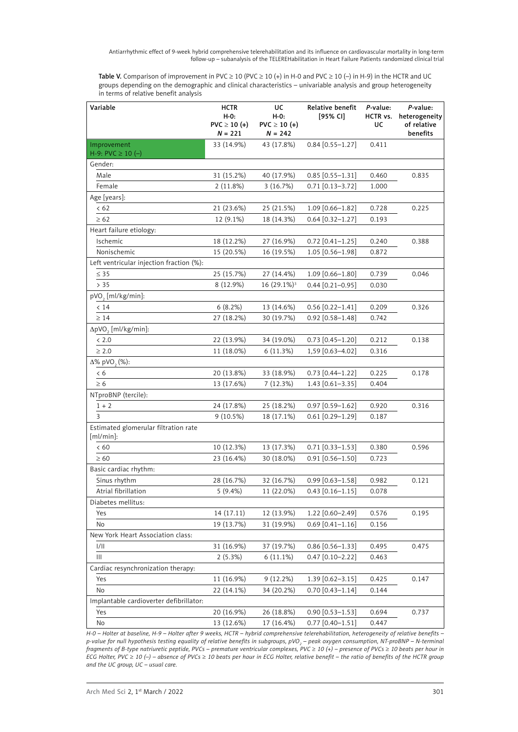**Table V.** Comparison of improvement in PVC ≥ 10 (PVC ≥ 10 (+) in H-0 and PVC ≥ 10 (–) in H-9) in the HCTR and UC groups depending on the demographic and clinical characteristics – univariable analysis and group heterogeneity in terms of relative benefit analysis

| Variable | HCTR H-0: PVC ≥ 10 (+) N = 221 | UC H-0: PVC ≥ 10 (+) N = 242 | Relative benefit [95% CI] | P-value: HCTR vs. UC | P-value: heterogeneity of relative benefits |
|---|---|---|---|---|---|
| Improvement H-9: PVC ≥ 10 (–) | 33 (14.9%) | 43 (17.8%) | 0.84 [0.55–1.27] | 0.411 | |
| Gender: | | | | | |
| Male | 31 (15.2%) | 40 (17.9%) | 0.85 [0.55–1.31] | 0.460 | 0.835 |
| Female | 2 (11.8%) | 3 (16.7%) | 0.71 [0.13–3.72] | 1.000 | |
| Age [years]: | | | | | |
| < 62 | 21 (23.6%) | 25 (21.5%) | 1.09 [0.66–1.82] | 0.728 | 0.225 |
| ≥ 62 | 12 (9.1%) | 18 (14.3%) | 0.64 [0.32–1.27] | 0.193 | |
| Heart failure etiology: | | | | | |
| Ischemic | 18 (12.2%) | 27 (16.9%) | 0.72 [0.41–1.25] | 0.240 | 0.388 |
| Nonischemic | 15 (20.5%) | 16 (19.5%) | 1.05 [0.56–1.98] | 0.872 | |
| Left ventricular injection fraction (%): | | | | | |
| ≤ 35 | 25 (15.7%) | 27 (14.4%) | 1.09 [0.66–1.80] | 0.739 | 0.046 |
| > 35 | 8 (12.9%) | 16 (29.1%)[3] | 0.44 [0.21–0.95] | 0.030 | |
| $pVO_2$ [ml/kg/min]: | | | | | |
| < 14 | 6 (8.2%) | 13 (14.6%) | 0.56 [0.22–1.41] | 0.209 | 0.326 |
| ≥ 14 | 27 (18.2%) | 30 (19.7%) | 0.92 [0.58–1.48] | 0.742 | |
| $\Delta pVO_2$ [ml/kg/min]: | | | | | |
| < 2.0 | 22 (13.9%) | 34 (19.0%) | 0.73 [0.45–1.20] | 0.212 | 0.138 |
| ≥ 2.0 | 11 (18.0%) | 6 (11.3%) | 1,59 [0.63–4.02] | 0.316 | |
| $\Delta\%\ pVO_2$ (%): | | | | | |
| < 6 | 20 (13.8%) | 33 (18.9%) | 0.73 [0.44–1.22] | 0.225 | 0.178 |
| ≥ 6 | 13 (17.6%) | 7 (12.3%) | 1.43 [0.61–3.35] | 0.404 | |
| NTproBNP (tercile): | | | | | |
| 1 + 2 | 24 (17.8%) | 25 (18.2%) | 0.97 [0.59–1.62] | 0.920 | 0.316 |
| 3 | 9 (10.5%) | 18 (17.1%) | 0.61 [0.29–1.29] | 0.187 | |
| Estimated glomerular filtration rate [ml/min]: | | | | | |
| < 60 | 10 (12.3%) | 13 (17.3%) | 0.71 [0.33–1.53] | 0.380 | 0.596 |
| ≥ 60 | 23 (16.4%) | 30 (18.0%) | 0.91 [0.56–1.50] | 0.723 | |
| Basic cardiac rhythm: | | | | | |
| Sinus rhythm | 28 (16.7%) | 32 (16.7%) | 0.99 [0.63–1.58] | 0.982 | 0.121 |
| Atrial fibrillation | 5 (9.4%) | 11 (22.0%) | 0.43 [0.16–1.15] | 0.078 | |
| Diabetes mellitus: | | | | | |
| Yes | 14 (17.11) | 12 (13.9%) | 1.22 [0.60–2.49] | 0.576 | 0.195 |
| No | 19 (13.7%) | 31 (19.9%) | 0.69 [0.41–1.16] | 0.156 | |
| New York Heart Association class: | | | | | |
| I/II | 31 (16.9%) | 37 (19.7%) | 0.86 [0.56–1.33] | 0.495 | 0.475 |
| III | 2 (5.3%) | 6 (11.1%) | 0.47 [0.10–2.22] | 0.463 | |
| Cardiac resynchronization therapy: | | | | | |
| Yes | 11 (16.9%) | 9 (12.2%) | 1.39 [0.62–3.15] | 0.425 | 0.147 |
| No | 22 (14.1%) | 34 (20.2%) | 0.70 [0.43–1.14] | 0.144 | |
| Implantable cardioverter defibrillator: | | | | | |
| Yes | 20 (16.9%) | 26 (18.8%) | 0.90 [0.53–1.53] | 0.694 | 0.737 |
| No | 13 (12.6%) | 17 (16.4%) | 0.77 [0.40–1.51] | 0.447 | |

*H-0 – Holter at baseline, H-9 – Holter after 9 weeks, HCTR – hybrid comprehensive telerehabilitation, heterogeneity of relative benefits – p-value for null hypothesis testing equality of relative benefits in subgroups, $pVO_2$ – peak oxygen consumption, NT-proBNP – N-terminal fragments of B-type natriuretic peptide, PVCs – premature ventricular complexes, PVC ≥ 10 (+) – presence of PVCs ≥ 10 beats per hour in ECG Holter, PVC ≥ 10 (–) – absence of PVCs ≥ 10 beats per hour in ECG Holter, relative benefit – the ratio of benefits of the HCTR group and the UC group, UC – usual care.*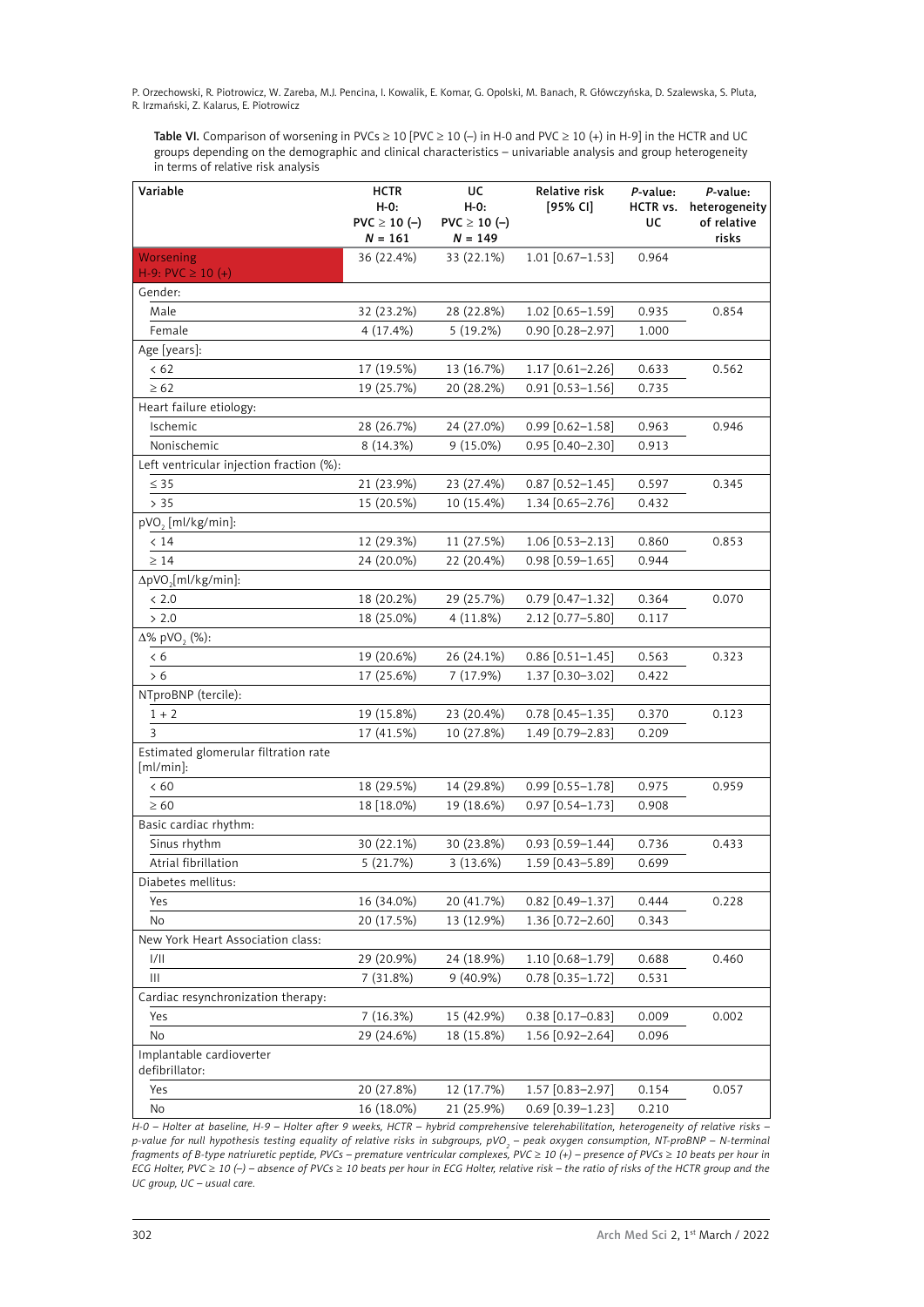**Table VI.** Comparison of worsening in PVCs ≥ 10 [PVC ≥ 10 (–) in H-0 and PVC ≥ 10 (+) in H-9] in the HCTR and UC groups depending on the demographic and clinical characteristics – univariable analysis and group heterogeneity in terms of relative risk analysis

| Variable | HCTR H-0: PVC ≥ 10 (–) N = 161 | UC H-0: PVC ≥ 10 (–) N = 149 | Relative risk [95% CI] | P-value: HCTR vs. UC | P-value: heterogeneity of relative risks |
|---|---|---|---|---|---|
| Worsening H-9: PVC ≥ 10 (+) | 36 (22.4%) | 33 (22.1%) | 1.01 [0.67–1.53] | 0.964 | |
| Gender: | | | | | |
| Male | 32 (23.2%) | 28 (22.8%) | 1.02 [0.65–1.59] | 0.935 | 0.854 |
| Female | 4 (17.4%) | 5 (19.2%) | 0.90 [0.28–2.97] | 1.000 | |
| Age [years]: | | | | | |
| < 62 | 17 (19.5%) | 13 (16.7%) | 1.17 [0.61–2.26] | 0.633 | 0.562 |
| ≥ 62 | 19 (25.7%) | 20 (28.2%) | 0.91 [0.53–1.56] | 0.735 | |
| Heart failure etiology: | | | | | |
| Ischemic | 28 (26.7%) | 24 (27.0%) | 0.99 [0.62–1.58] | 0.963 | 0.946 |
| Nonischemic | 8 (14.3%) | 9 (15.0%) | 0.95 [0.40–2.30] | 0.913 | |
| Left ventricular injection fraction (%): | | | | | |
| ≤ 35 | 21 (23.9%) | 23 (27.4%) | 0.87 [0.52–1.45] | 0.597 | 0.345 |
| > 35 | 15 (20.5%) | 10 (15.4%) | 1.34 [0.65–2.76] | 0.432 | |
| $pVO_2$ [ml/kg/min]: | | | | | |
| < 14 | 12 (29.3%) | 11 (27.5%) | 1.06 [0.53–2.13] | 0.860 | 0.853 |
| ≥ 14 | 24 (20.0%) | 22 (20.4%) | 0.98 [0.59–1.65] | 0.944 | |
| $\Delta pVO_2$[ml/kg/min]: | | | | | |
| < 2.0 | 18 (20.2%) | 29 (25.7%) | 0.79 [0.47–1.32] | 0.364 | 0.070 |
| > 2.0 | 18 (25.0%) | 4 (11.8%) | 2.12 [0.77–5.80] | 0.117 | |
| $\Delta\%$ $pVO_2$ (%): | | | | | |
| < 6 | 19 (20.6%) | 26 (24.1%) | 0.86 [0.51–1.45] | 0.563 | 0.323 |
| > 6 | 17 (25.6%) | 7 (17.9%) | 1.37 [0.30–3.02] | 0.422 | |
| NTproBNP (tercile): | | | | | |
| 1 + 2 | 19 (15.8%) | 23 (20.4%) | 0.78 [0.45–1.35] | 0.370 | 0.123 |
| 3 | 17 (41.5%) | 10 (27.8%) | 1.49 [0.79–2.83] | 0.209 | |
| Estimated glomerular filtration rate [ml/min]: | | | | | |
| < 60 | 18 (29.5%) | 14 (29.8%) | 0.99 [0.55–1.78] | 0.975 | 0.959 |
| ≥ 60 | 18 [18.0%) | 19 (18.6%) | 0.97 [0.54–1.73] | 0.908 | |
| Basic cardiac rhythm: | | | | | |
| Sinus rhythm | 30 (22.1%) | 30 (23.8%) | 0.93 [0.59–1.44] | 0.736 | 0.433 |
| Atrial fibrillation | 5 (21.7%) | 3 (13.6%) | 1.59 [0.43–5.89] | 0.699 | |
| Diabetes mellitus: | | | | | |
| Yes | 16 (34.0%) | 20 (41.7%) | 0.82 [0.49–1.37] | 0.444 | 0.228 |
| No | 20 (17.5%) | 13 (12.9%) | 1.36 [0.72–2.60] | 0.343 | |
| New York Heart Association class: | | | | | |
| I/II | 29 (20.9%) | 24 (18.9%) | 1.10 [0.68–1.79] | 0.688 | 0.460 |
| III | 7 (31.8%) | 9 (40.9%) | 0.78 [0.35–1.72] | 0.531 | |
| Cardiac resynchronization therapy: | | | | | |
| Yes | 7 (16.3%) | 15 (42.9%) | 0.38 [0.17–0.83] | 0.009 | 0.002 |
| No | 29 (24.6%) | 18 (15.8%) | 1.56 [0.92–2.64] | 0.096 | |
| Implantable cardioverter defibrillator: | | | | | |
| Yes | 20 (27.8%) | 12 (17.7%) | 1.57 [0.83–2.97] | 0.154 | 0.057 |
| No | 16 (18.0%) | 21 (25.9%) | 0.69 [0.39–1.23] | 0.210 | |

*H-0 – Holter at baseline, H-9 – Holter after 9 weeks, HCTR – hybrid comprehensive telerehabilitation, heterogeneity of relative risks – p-value for null hypothesis testing equality of relative risks in subgroups, $pVO_2$ – peak oxygen consumption, NT-proBNP – N-terminal fragments of B-type natriuretic peptide, PVCs – premature ventricular complexes, PVC ≥ 10 (+) – presence of PVCs ≥ 10 beats per hour in ECG Holter, PVC ≥ 10 (–) – absence of PVCs ≥ 10 beats per hour in ECG Holter, relative risk – the ratio of risks of the HCTR group and the UC group, UC – usual care.*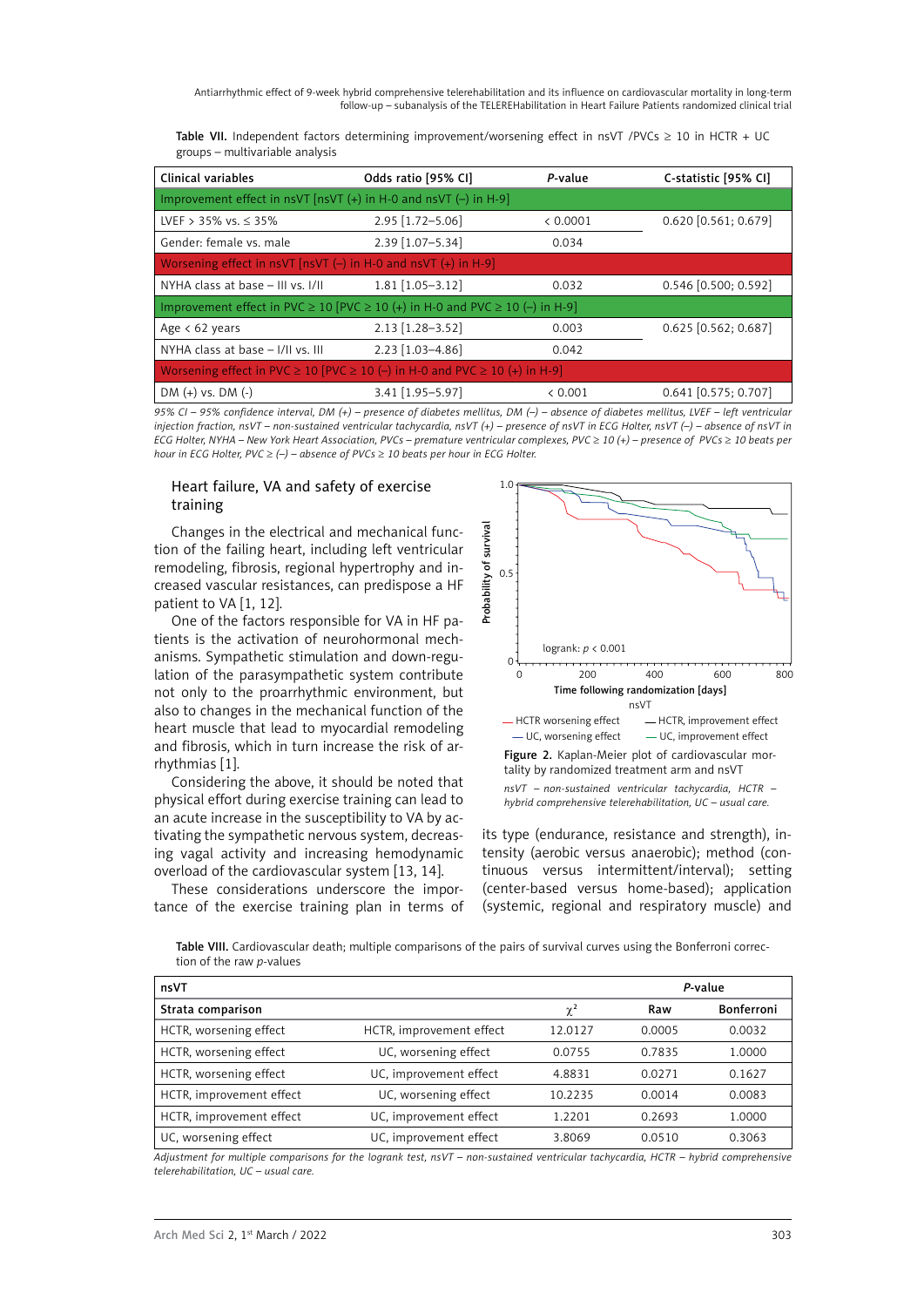Table VII. Independent factors determining improvement/worsening effect in nsVT /PVCs ≥ 10 in HCTR + UC groups – multivariable analysis

| Clinical variables | Odds ratio [95% CI] | *P*-value | C-statistic [95% CI] |
|---|---|---|---|
| Improvement effect in nsVT [nsVT (+) in H-0 and nsVT (–) in H-9] | | | |
| LVEF > 35% vs. ≤ 35% | 2.95 [1.72–5.06] | < 0.0001 | 0.620 [0.561; 0.679] |
| Gender: female vs. male | 2.39 [1.07–5.34] | 0.034 | |
| Worsening effect in nsVT [nsVT (–) in H-0 and nsVT (+) in H-9] | | | |
| NYHA class at base – III vs. I/II | 1.81 [1.05–3.12] | 0.032 | 0.546 [0.500; 0.592] |
| Improvement effect in PVC ≥ 10 [PVC ≥ 10 (+) in H-0 and PVC ≥ 10 (–) in H-9] | | | |
| Age < 62 years | 2.13 [1.28–3.52] | 0.003 | 0.625 [0.562; 0.687] |
| NYHA class at base – I/II vs. III | 2.23 [1.03–4.86] | 0.042 | |
| Worsening effect in PVC ≥ 10 [PVC ≥ 10 (–) in H-0 and PVC ≥ 10 (+) in H-9] | | | |
| DM (+) vs. DM (-) | 3.41 [1.95–5.97] | < 0.001 | 0.641 [0.575; 0.707] |

*95% CI – 95% confidence interval, DM (+) – presence of diabetes mellitus, DM (–) – absence of diabetes mellitus, LVEF – left ventricular injection fraction, nsVT – non-sustained ventricular tachycardia, nsVT (+) – presence of nsVT in ECG Holter, nsVT (–) – absence of nsVT in ECG Holter, NYHA – New York Heart Association, PVCs – premature ventricular complexes, PVC ≥ 10 (+) – presence of PVCs ≥ 10 beats per hour in ECG Holter, PVC ≥ (–) – absence of PVCs ≥ 10 beats per hour in ECG Holter.*

### Heart failure, VA and safety of exercise training

Changes in the electrical and mechanical function of the failing heart, including left ventricular remodeling, fibrosis, regional hypertrophy and increased vascular resistances, can predispose a HF patient to VA [1, 12].

One of the factors responsible for VA in HF patients is the activation of neurohormonal mechanisms. Sympathetic stimulation and down-regulation of the parasympathetic system contribute not only to the proarrhythmic environment, but also to changes in the mechanical function of the heart muscle that lead to myocardial remodeling and fibrosis, which in turn increase the risk of arrhythmias [1].

Considering the above, it should be noted that physical effort during exercise training can lead to an acute increase in the susceptibility to VA by activating the sympathetic nervous system, decreasing vagal activity and increasing hemodynamic overload of the cardiovascular system [13, 14].

These considerations underscore the importance of the exercise training plan in terms of its type (endurance, resistance and strength), intensity (aerobic versus anaerobic); method (continuous versus intermittent/interval); setting (center-based versus home-based); application (systemic, regional and respiratory muscle) and

Figure 2. Kaplan-Meier plot of cardiovascular mortality by randomized treatment arm and nsVT

*nsVT – non-sustained ventricular tachycardia, HCTR – hybrid comprehensive telerehabilitation, UC – usual care.*

Table VIII. Cardiovascular death; multiple comparisons of the pairs of survival curves using the Bonferroni correction of the raw *p*-values

| nsVT | | | *P*-value | |
|---|---|---|---|---|
| Strata comparison | | $\chi^2$ | Raw | Bonferroni |
| HCTR, worsening effect | HCTR, improvement effect | 12.0127 | 0.0005 | 0.0032 |
| HCTR, worsening effect | UC, worsening effect | 0.0755 | 0.7835 | 1.0000 |
| HCTR, worsening effect | UC, improvement effect | 4.8831 | 0.0271 | 0.1627 |
| HCTR, improvement effect | UC, worsening effect | 10.2235 | 0.0014 | 0.0083 |
| HCTR, improvement effect | UC, improvement effect | 1.2201 | 0.2693 | 1.0000 |
| UC, worsening effect | UC, improvement effect | 3.8069 | 0.0510 | 0.3063 |

*Adjustment for multiple comparisons for the logrank test, nsVT – non-sustained ventricular tachycardia, HCTR – hybrid comprehensive telerehabilitation, UC – usual care.*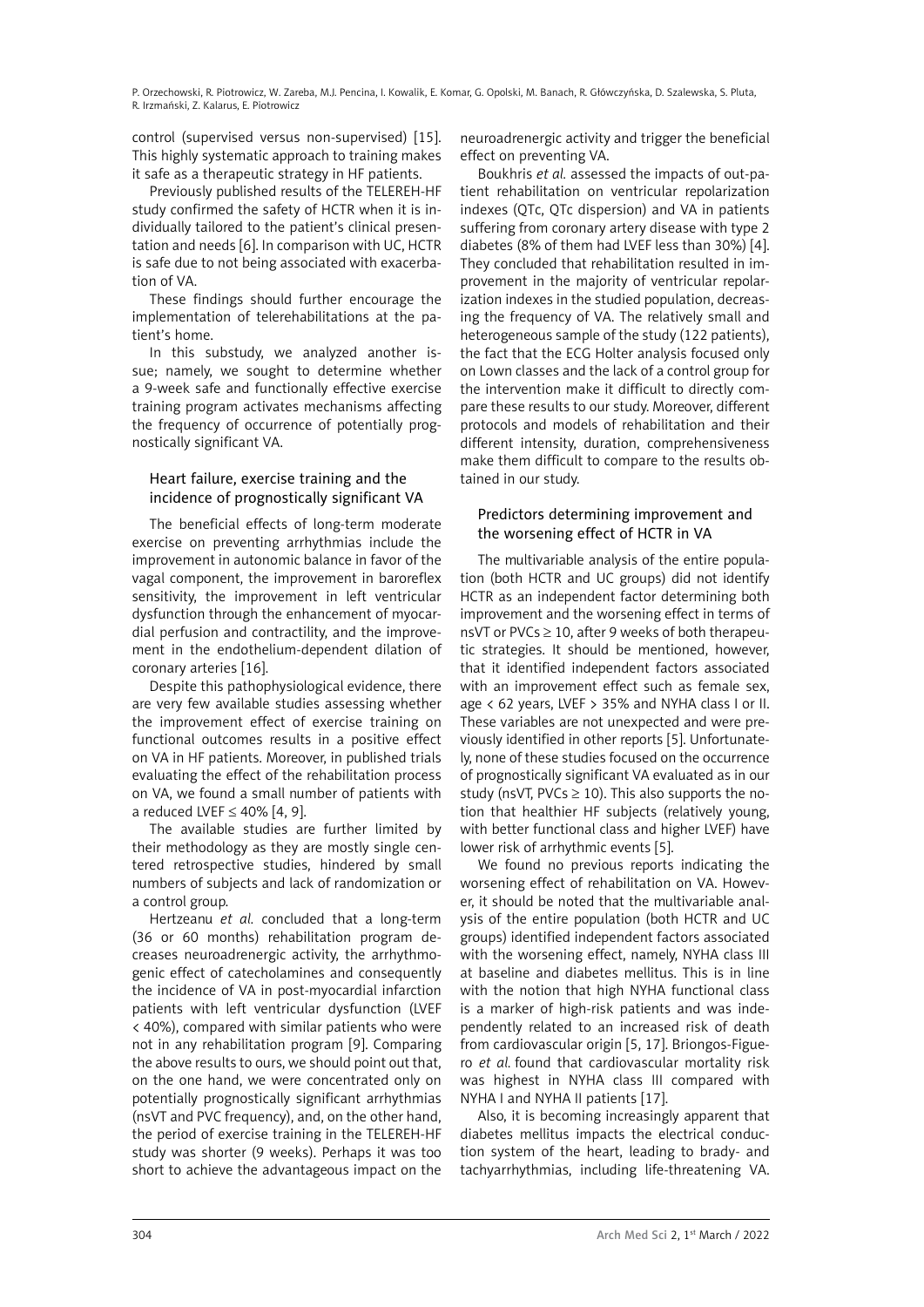control (supervised versus non-supervised) [15]. This highly systematic approach to training makes it safe as a therapeutic strategy in HF patients.

Previously published results of the TELEREH-HF study confirmed the safety of HCTR when it is individually tailored to the patient's clinical presentation and needs [6]. In comparison with UC, HCTR is safe due to not being associated with exacerbation of VA.

These findings should further encourage the implementation of telerehabilitations at the patient's home.

In this substudy, we analyzed another issue; namely, we sought to determine whether a 9-week safe and functionally effective exercise training program activates mechanisms affecting the frequency of occurrence of potentially prognostically significant VA.

### Heart failure, exercise training and the incidence of prognostically significant VA

The beneficial effects of long-term moderate exercise on preventing arrhythmias include the improvement in autonomic balance in favor of the vagal component, the improvement in baroreflex sensitivity, the improvement in left ventricular dysfunction through the enhancement of myocardial perfusion and contractility, and the improvement in the endothelium-dependent dilation of coronary arteries [16].

Despite this pathophysiological evidence, there are very few available studies assessing whether the improvement effect of exercise training on functional outcomes results in a positive effect on VA in HF patients. Moreover, in published trials evaluating the effect of the rehabilitation process on VA, we found a small number of patients with a reduced LVEF ≤ 40% [4, 9].

The available studies are further limited by their methodology as they are mostly single centered retrospective studies, hindered by small numbers of subjects and lack of randomization or a control group.

Hertzeanu *et al.* concluded that a long-term (36 or 60 months) rehabilitation program decreases neuroadrenergic activity, the arrhythmogenic effect of catecholamines and consequently the incidence of VA in post-myocardial infarction patients with left ventricular dysfunction (LVEF < 40%), compared with similar patients who were not in any rehabilitation program [9]. Comparing the above results to ours, we should point out that, on the one hand, we were concentrated only on potentially prognostically significant arrhythmias (nsVT and PVC frequency), and, on the other hand, the period of exercise training in the TELEREH-HF study was shorter (9 weeks). Perhaps it was too short to achieve the advantageous impact on the neuroadrenergic activity and trigger the beneficial effect on preventing VA.

Boukhris *et al.* assessed the impacts of out-patient rehabilitation on ventricular repolarization indexes (QTc, QTc dispersion) and VA in patients suffering from coronary artery disease with type 2 diabetes (8% of them had LVEF less than 30%) [4]. They concluded that rehabilitation resulted in improvement in the majority of ventricular repolarization indexes in the studied population, decreasing the frequency of VA. The relatively small and heterogeneous sample of the study (122 patients), the fact that the ECG Holter analysis focused only on Lown classes and the lack of a control group for the intervention make it difficult to directly compare these results to our study. Moreover, different protocols and models of rehabilitation and their different intensity, duration, comprehensiveness make them difficult to compare to the results obtained in our study.

### Predictors determining improvement and the worsening effect of HCTR in VA

The multivariable analysis of the entire population (both HCTR and UC groups) did not identify HCTR as an independent factor determining both improvement and the worsening effect in terms of nsVT or PVCs ≥ 10, after 9 weeks of both therapeutic strategies. It should be mentioned, however, that it identified independent factors associated with an improvement effect such as female sex, age < 62 years, LVEF > 35% and NYHA class I or II. These variables are not unexpected and were previously identified in other reports [5]. Unfortunately, none of these studies focused on the occurrence of prognostically significant VA evaluated as in our study (nsVT, PVCs ≥ 10). This also supports the notion that healthier HF subjects (relatively young, with better functional class and higher LVEF) have lower risk of arrhythmic events [5].

We found no previous reports indicating the worsening effect of rehabilitation on VA. However, it should be noted that the multivariable analysis of the entire population (both HCTR and UC groups) identified independent factors associated with the worsening effect, namely, NYHA class III at baseline and diabetes mellitus. This is in line with the notion that high NYHA functional class is a marker of high-risk patients and was independently related to an increased risk of death from cardiovascular origin [5, 17]. Briongos-Figuero *et al.* found that cardiovascular mortality risk was highest in NYHA class III compared with NYHA I and NYHA II patients [17].

Also, it is becoming increasingly apparent that diabetes mellitus impacts the electrical conduction system of the heart, leading to brady- and tachyarrhythmias, including life-threatening VA.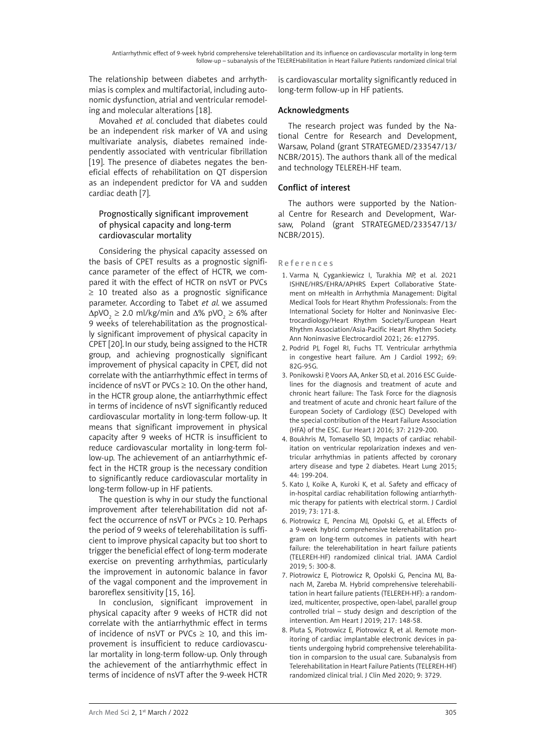The relationship between diabetes and arrhythmias is complex and multifactorial, including autonomic dysfunction, atrial and ventricular remodeling and molecular alterations [18].

Movahed *et al.* concluded that diabetes could be an independent risk marker of VA and using multivariate analysis, diabetes remained independently associated with ventricular fibrillation [19]. The presence of diabetes negates the beneficial effects of rehabilitation on QT dispersion as an independent predictor for VA and sudden cardiac death [7].

### Prognostically significant improvement of physical capacity and long-term cardiovascular mortality

Considering the physical capacity assessed on the basis of CPET results as a prognostic significance parameter of the effect of HCTR, we compared it with the effect of HCTR on nsVT or PVCs $\geq$ 10 treated also as a prognostic significance parameter. According to Tabet *et al.* we assumed $\Delta pVO_2 \geq 2.0$ ml/kg/min and $\Delta\%\ pVO_2 \geq 6\%$ after 9 weeks of telerehabilitation as the prognostically significant improvement of physical capacity in CPET [20]. In our study, being assigned to the HCTR group, and achieving prognostically significant improvement of physical capacity in CPET, did not correlate with the antiarrhythmic effect in terms of incidence of nsVT or PVCs $\geq$ 10. On the other hand, in the HCTR group alone, the antiarrhythmic effect in terms of incidence of nsVT significantly reduced cardiovascular mortality in long-term follow-up. It means that significant improvement in physical capacity after 9 weeks of HCTR is insufficient to reduce cardiovascular mortality in long-term follow-up. The achievement of an antiarrhythmic effect in the HCTR group is the necessary condition to significantly reduce cardiovascular mortality in long-term follow-up in HF patients.

The question is why in our study the functional improvement after telerehabilitation did not affect the occurrence of nsVT or PVCs $\geq$ 10. Perhaps the period of 9 weeks of telerehabilitation is sufficient to improve physical capacity but too short to trigger the beneficial effect of long-term moderate exercise on preventing arrhythmias, particularly the improvement in autonomic balance in favor of the vagal component and the improvement in baroreflex sensitivity [15, 16].

In conclusion, significant improvement in physical capacity after 9 weeks of HCTR did not correlate with the antiarrhythmic effect in terms of incidence of nsVT or PVCs $\geq$ 10, and this improvement is insufficient to reduce cardiovascular mortality in long-term follow-up. Only through the achievement of the antiarrhythmic effect in terms of incidence of nsVT after the 9-week HCTR is cardiovascular mortality significantly reduced in long-term follow-up in HF patients.

## Acknowledgments

The research project was funded by the National Centre for Research and Development, Warsaw, Poland (grant STRATEGMED/233547/13/NCBR/2015). The authors thank all of the medical and technology TELEREH-HF team.

## Conflict of interest

The authors were supported by the National Centre for Research and Development, Warsaw, Poland (grant STRATEGMED/233547/13/NCBR/2015).

## References

1. Varma N, Cygankiewicz I, Turakhia MP, et al. 2021 ISHNE/HRS/EHRA/APHRS Expert Collaborative Statement on mHealth in Arrhythmia Management: Digital Medical Tools for Heart Rhythm Professionals: From the International Society for Holter and Noninvasive Electrocardiology/Heart Rhythm Society/European Heart Rhythm Association/Asia-Pacific Heart Rhythm Society. Ann Noninvasive Electrocardiol 2021; 26: e12795.
2. Podrid PJ, Fogel RI, Fuchs TT. Ventricular arrhythmia in congestive heart failure. Am J Cardiol 1992; 69: 82G-95G.
3. Ponikowski P, Voors AA, Anker SD, et al. 2016 ESC Guidelines for the diagnosis and treatment of acute and chronic heart failure: The Task Force for the diagnosis and treatment of acute and chronic heart failure of the European Society of Cardiology (ESC) Developed with the special contribution of the Heart Failure Association (HFA) of the ESC. Eur Heart J 2016; 37: 2129-200.
4. Boukhris M, Tomasello SD, Impacts of cardiac rehabilitation on ventricular repolarization indexes and ventricular arrhythmias in patients affected by coronary artery disease and type 2 diabetes. Heart Lung 2015; 44: 199-204.
5. Kato J, Koike A, Kuroki K, et al. Safety and efficacy of in-hospital cardiac rehabilitation following antiarrhythmic therapy for patients with electrical storm. J Cardiol 2019; 73: 171-8.
6. Piotrowicz E, Pencina MJ, Opolski G, et al. Effects of a 9-week hybrid comprehensive telerehabilitation program on long-term outcomes in patients with heart failure: the telerehabilitation in heart failure patients (TELEREH-HF) randomized clinical trial. JAMA Cardiol 2019; 5: 300-8.
7. Piotrowicz E, Piotrowicz R, Opolski G, Pencina MJ, Banach M, Zareba M. Hybrid comprehensive telerehabilitation in heart failure patients (TELEREH-HF): a randomized, multicenter, prospective, open-label, parallel group controlled trial – study design and description of the intervention. Am Heart J 2019; 217: 148-58.
8. Pluta S, Piotrowicz E, Piotrowicz R, et al. Remote monitoring of cardiac implantable electronic devices in patients undergoing hybrid comprehensive telerehabilitation in comparsion to the usual care. Subanalysis from Telerehabilitation in Heart Failure Patients (TELEREH-HF) randomized clinical trial. J Clin Med 2020; 9: 3729.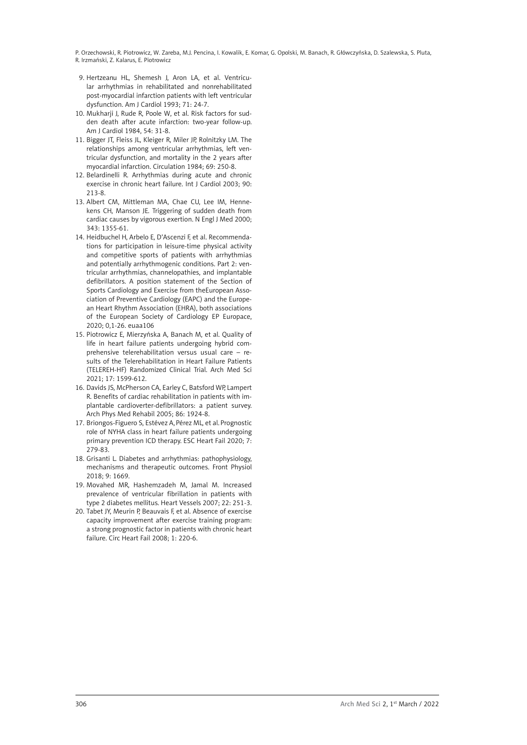9. Hertzeanu HL, Shemesh J, Aron LA, et al. Ventricular arrhythmias in rehabilitated and nonrehabilitated post-myocardial infarction patients with left ventricular dysfunction. Am J Cardiol 1993; 71: 24-7.
10. Mukharji J, Rude R, Poole W, et al. Risk factors for sudden death after acute infarction: two-year follow-up. Am J Cardiol 1984, 54: 31-8.
11. Bigger JT, Fleiss JL, Kleiger R, Miler JP, Rolnitzky LM. The relationships among ventricular arrhythmias, left ventricular dysfunction, and mortality in the 2 years after myocardial infarction. Circulation 1984; 69: 250-8.
12. Belardinelli R. Arrhythmias during acute and chronic exercise in chronic heart failure. Int J Cardiol 2003; 90: 213-8.
13. Albert CM, Mittleman MA, Chae CU, Lee IM, Hennekens CH, Manson JE. Triggering of sudden death from cardiac causes by vigorous exertion. N Engl J Med 2000; 343: 1355-61.
14. Heidbuchel H, Arbelo E, D'Ascenzi F, et al. Recommendations for participation in leisure-time physical activity and competitive sports of patients with arrhythmias and potentially arrhythmogenic conditions. Part 2: ventricular arrhythmias, channelopathies, and implantable defibrillators. A position statement of the Section of Sports Cardiology and Exercise from theEuropean Association of Preventive Cardiology (EAPC) and the European Heart Rhythm Association (EHRA), both associations of the European Society of Cardiology EP Europace, 2020; 0,1-26. euaa106
15. Piotrowicz E, Mierzyńska A, Banach M, et al. Quality of life in heart failure patients undergoing hybrid comprehensive telerehabilitation versus usual care – results of the Telerehabilitation in Heart Failure Patients (TELEREH-HF) Randomized Clinical Trial. Arch Med Sci 2021; 17: 1599-612.
16. Davids JS, McPherson CA, Earley C, Batsford WP, Lampert R. Benefits of cardiac rehabilitation in patients with implantable cardioverter-defibrillators: a patient survey. Arch Phys Med Rehabil 2005; 86: 1924-8.
17. Briongos-Figuero S, Estévez A, Pérez ML, et al. Prognostic role of NYHA class in heart failure patients undergoing primary prevention ICD therapy. ESC Heart Fail 2020; 7: 279-83.
18. Grisanti L. Diabetes and arrhythmias: pathophysiology, mechanisms and therapeutic outcomes. Front Physiol 2018; 9: 1669.
19. Movahed MR, Hashemzadeh M, Jamal M. Increased prevalence of ventricular fibrillation in patients with type 2 diabetes mellitus. Heart Vessels 2007; 22: 251-3.
20. Tabet JY, Meurin P, Beauvais F, et al. Absence of exercise capacity improvement after exercise training program: a strong prognostic factor in patients with chronic heart failure. Circ Heart Fail 2008; 1: 220-6.